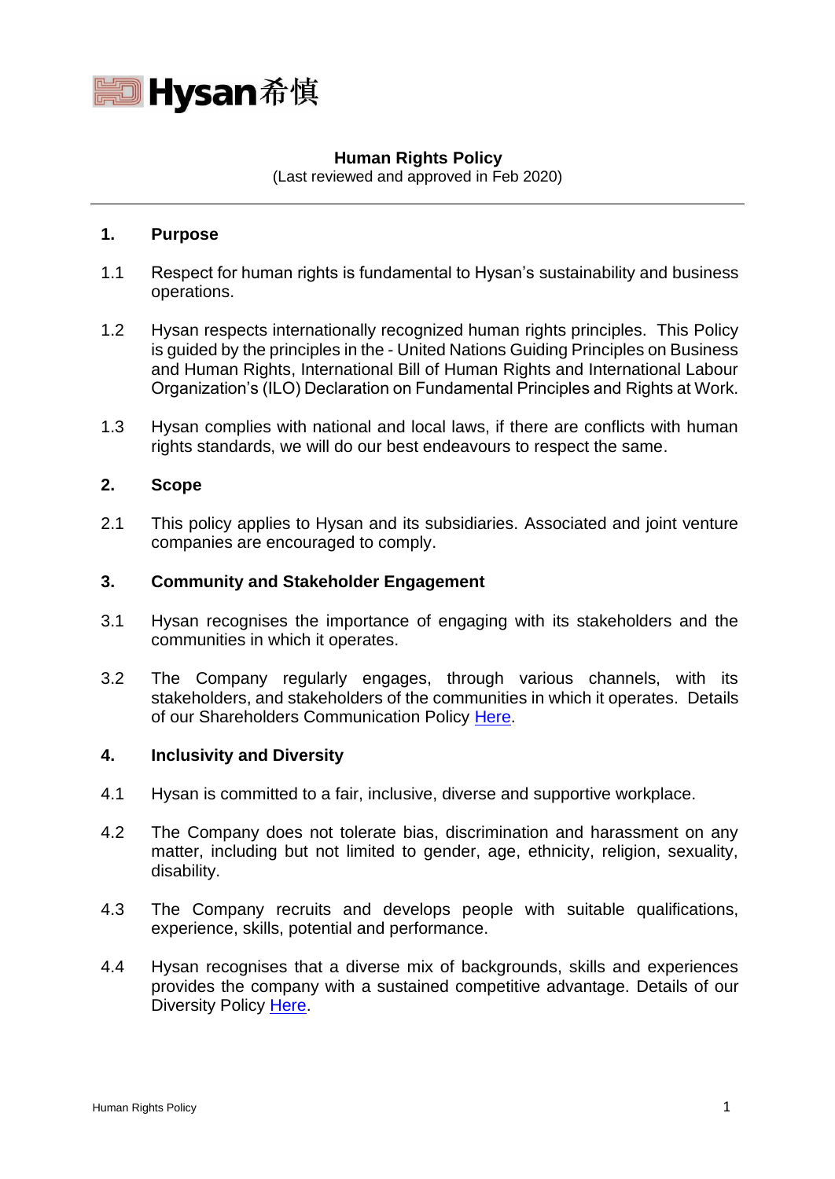Hysan希慎

# Human Rights Policy

(Last reviewed and approved in Feb 2020)

---

## 1. Purpose

1.1 Respect for human rights is fundamental to Hysan's sustainability and business operations.

1.2 Hysan respects internationally recognized human rights principles. This Policy is guided by the principles in the - United Nations Guiding Principles on Business and Human Rights, International Bill of Human Rights and International Labour Organization's (ILO) Declaration on Fundamental Principles and Rights at Work.

1.3 Hysan complies with national and local laws, if there are conflicts with human rights standards, we will do our best endeavours to respect the same.

## 2. Scope

2.1 This policy applies to Hysan and its subsidiaries. Associated and joint venture companies are encouraged to comply.

## 3. Community and Stakeholder Engagement

3.1 Hysan recognises the importance of engaging with its stakeholders and the communities in which it operates.

3.2 The Company regularly engages, through various channels, with its stakeholders, and stakeholders of the communities in which it operates. Details of our Shareholders Communication Policy Here.

## 4. Inclusivity and Diversity

4.1 Hysan is committed to a fair, inclusive, diverse and supportive workplace.

4.2 The Company does not tolerate bias, discrimination and harassment on any matter, including but not limited to gender, age, ethnicity, religion, sexuality, disability.

4.3 The Company recruits and develops people with suitable qualifications, experience, skills, potential and performance.

4.4 Hysan recognises that a diverse mix of backgrounds, skills and experiences provides the company with a sustained competitive advantage. Details of our Diversity Policy Here.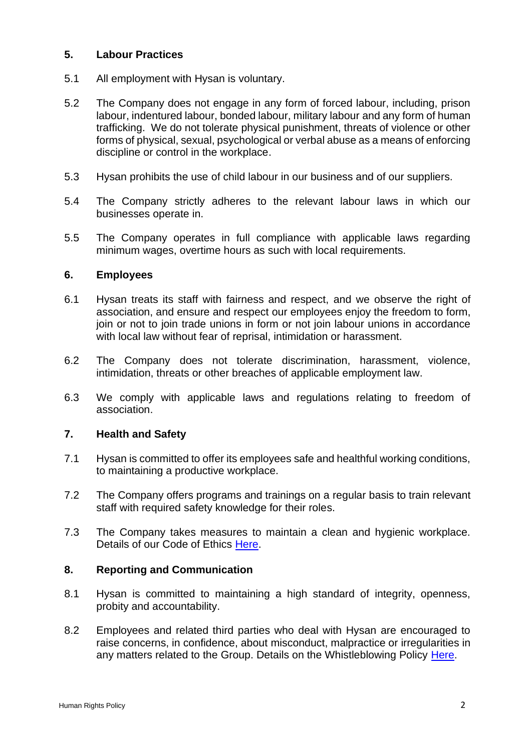## 5. Labour Practices

5.1 All employment with Hysan is voluntary.

5.2 The Company does not engage in any form of forced labour, including, prison labour, indentured labour, bonded labour, military labour and any form of human trafficking. We do not tolerate physical punishment, threats of violence or other forms of physical, sexual, psychological or verbal abuse as a means of enforcing discipline or control in the workplace.

5.3 Hysan prohibits the use of child labour in our business and of our suppliers.

5.4 The Company strictly adheres to the relevant labour laws in which our businesses operate in.

5.5 The Company operates in full compliance with applicable laws regarding minimum wages, overtime hours as such with local requirements.

## 6. Employees

6.1 Hysan treats its staff with fairness and respect, and we observe the right of association, and ensure and respect our employees enjoy the freedom to form, join or not to join trade unions in form or not join labour unions in accordance with local law without fear of reprisal, intimidation or harassment.

6.2 The Company does not tolerate discrimination, harassment, violence, intimidation, threats or other breaches of applicable employment law.

6.3 We comply with applicable laws and regulations relating to freedom of association.

## 7. Health and Safety

7.1 Hysan is committed to offer its employees safe and healthful working conditions, to maintaining a productive workplace.

7.2 The Company offers programs and trainings on a regular basis to train relevant staff with required safety knowledge for their roles.

7.3 The Company takes measures to maintain a clean and hygienic workplace. Details of our Code of Ethics Here.

## 8. Reporting and Communication

8.1 Hysan is committed to maintaining a high standard of integrity, openness, probity and accountability.

8.2 Employees and related third parties who deal with Hysan are encouraged to raise concerns, in confidence, about misconduct, malpractice or irregularities in any matters related to the Group. Details on the Whistleblowing Policy Here.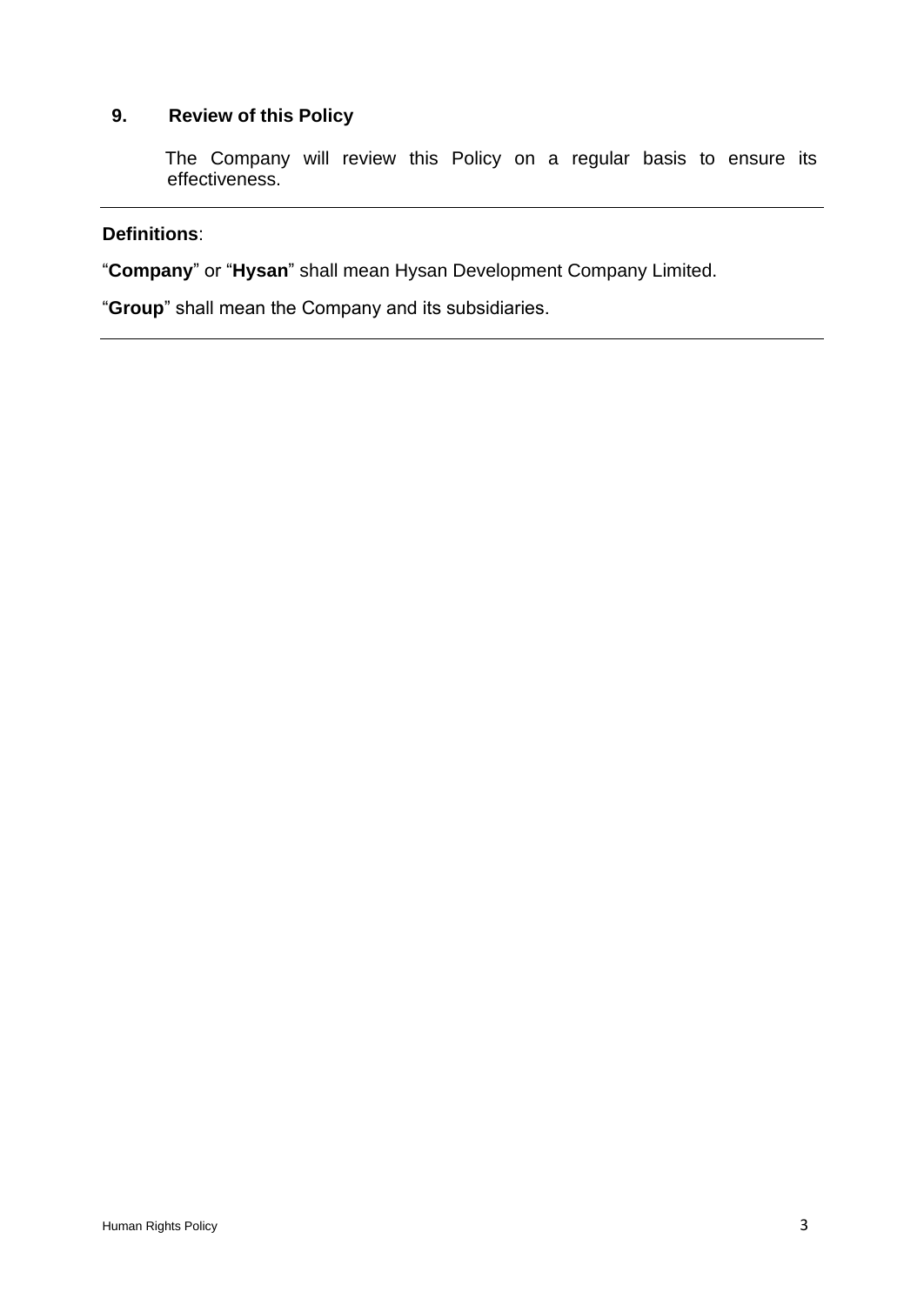## 9. Review of this Policy

The Company will review this Policy on a regular basis to ensure its effectiveness.

---

**Definitions**:

"**Company**" or "**Hysan**" shall mean Hysan Development Company Limited.

"**Group**" shall mean the Company and its subsidiaries.

---